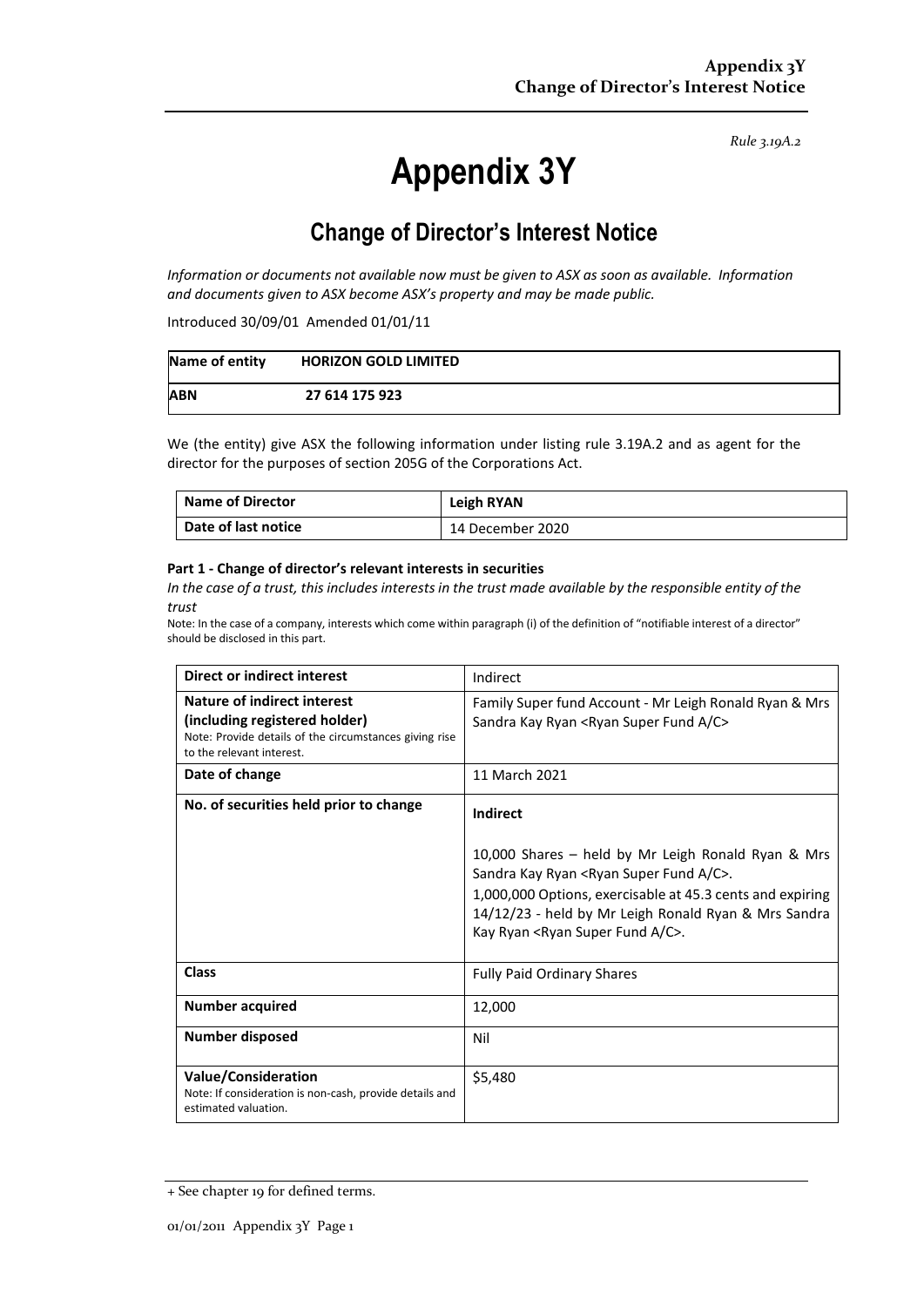*Rule 3.19A.2*

# Appendix 3Y

## Change of Director's Interest Notice

*Information or documents not available now must be given to ASX as soon as available. Information and documents given to ASX become ASX's property and may be made public.*

Introduced 30/09/01 Amended 01/01/11

| Name of entity | HORIZON GOLD LIMITED |
|---|---|
| ABN | 27 614 175 923 |

We (the entity) give ASX the following information under listing rule 3.19A.2 and as agent for the director for the purposes of section 205G of the Corporations Act.

| Name of Director | Leigh RYAN |
|---|---|
| Date of last notice | 14 December 2020 |

**Part 1 - Change of director's relevant interests in securities**

*In the case of a trust, this includes interests in the trust made available by the responsible entity of the trust*

Note: In the case of a company, interests which come within paragraph (i) of the definition of "notifiable interest of a director" should be disclosed in this part.

| Direct or indirect interest | Indirect |
|---|---|
| **Nature of indirect interest (including registered holder)**<br>Note: Provide details of the circumstances giving rise to the relevant interest. | Family Super fund Account - Mr Leigh Ronald Ryan & Mrs Sandra Kay Ryan <Ryan Super Fund A/C> |
| **Date of change** | 11 March 2021 |
| **No. of securities held prior to change** | **Indirect**<br><br>10,000 Shares – held by Mr Leigh Ronald Ryan & Mrs Sandra Kay Ryan <Ryan Super Fund A/C>.<br>1,000,000 Options, exercisable at 45.3 cents and expiring 14/12/23 - held by Mr Leigh Ronald Ryan & Mrs Sandra Kay Ryan <Ryan Super Fund A/C>. |
| **Class** | Fully Paid Ordinary Shares |
| **Number acquired** | 12,000 |
| **Number disposed** | Nil |
| **Value/Consideration**<br>Note: If consideration is non-cash, provide details and estimated valuation. | $5,480 |

+ See chapter 19 for defined terms.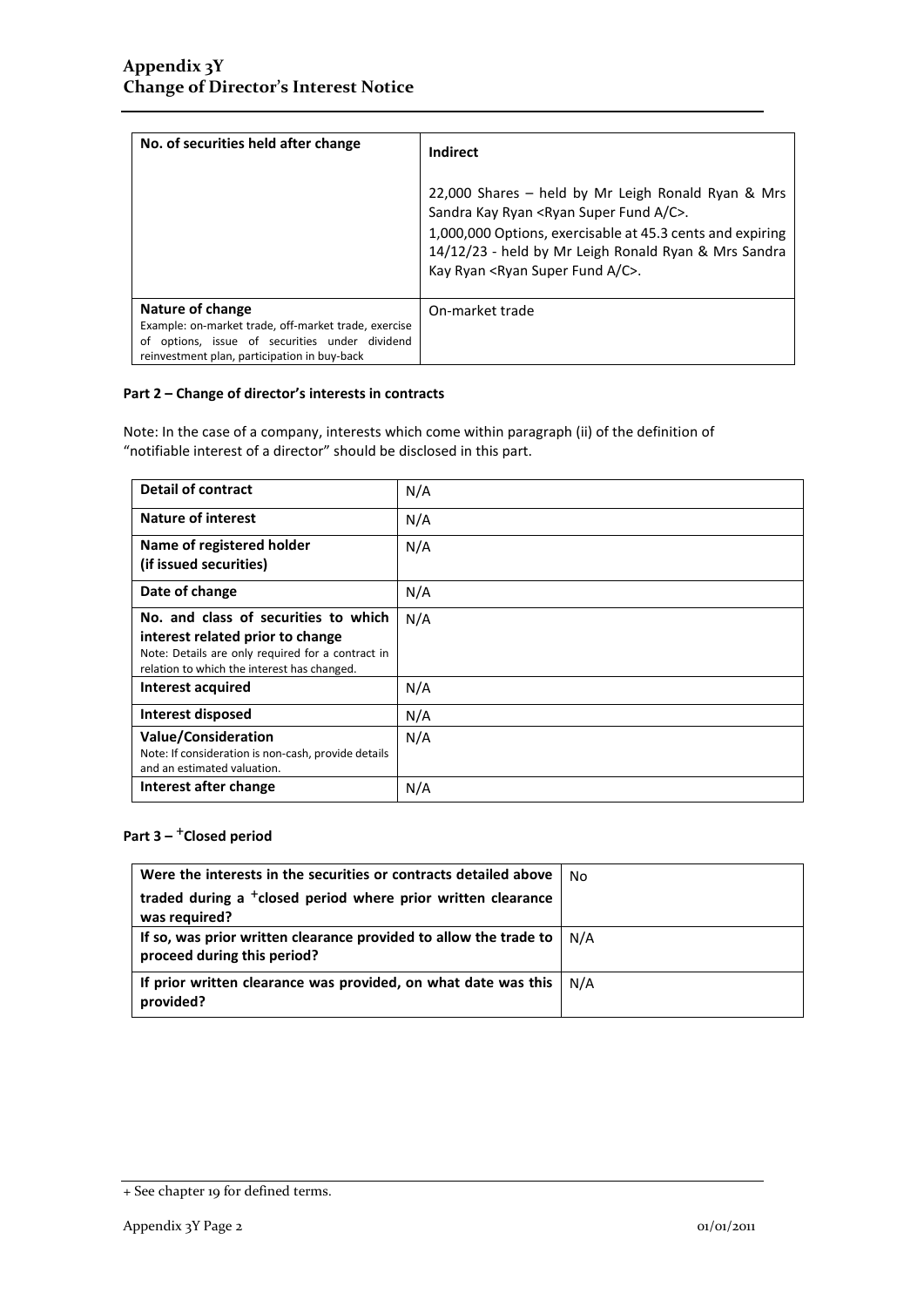| | |
|---|---|
| **No. of securities held after change** | **Indirect**<br><br>22,000 Shares – held by Mr Leigh Ronald Ryan & Mrs Sandra Kay Ryan <Ryan Super Fund A/C>.<br>1,000,000 Options, exercisable at 45.3 cents and expiring 14/12/23 - held by Mr Leigh Ronald Ryan & Mrs Sandra Kay Ryan <Ryan Super Fund A/C>. |
| **Nature of change**<br>Example: on-market trade, off-market trade, exercise of options, issue of securities under dividend reinvestment plan, participation in buy-back | On-market trade |

### Part 2 – Change of director's interests in contracts

Note: In the case of a company, interests which come within paragraph (ii) of the definition of "notifiable interest of a director" should be disclosed in this part.

| | |
|---|---|
| **Detail of contract** | N/A |
| **Nature of interest** | N/A |
| **Name of registered holder (if issued securities)** | N/A |
| **Date of change** | N/A |
| **No. and class of securities to which interest related prior to change**<br>Note: Details are only required for a contract in relation to which the interest has changed. | N/A |
| **Interest acquired** | N/A |
| **Interest disposed** | N/A |
| **Value/Consideration**<br>Note: If consideration is non-cash, provide details and an estimated valuation. | N/A |
| **Interest after change** | N/A |

### Part 3 – +Closed period

| | |
|---|---|
| **Were the interests in the securities or contracts detailed above traded during a +closed period where prior written clearance was required?** | No |
| **If so, was prior written clearance provided to allow the trade to proceed during this period?** | N/A |
| **If prior written clearance was provided, on what date was this provided?** | N/A |

+ See chapter 19 for defined terms.